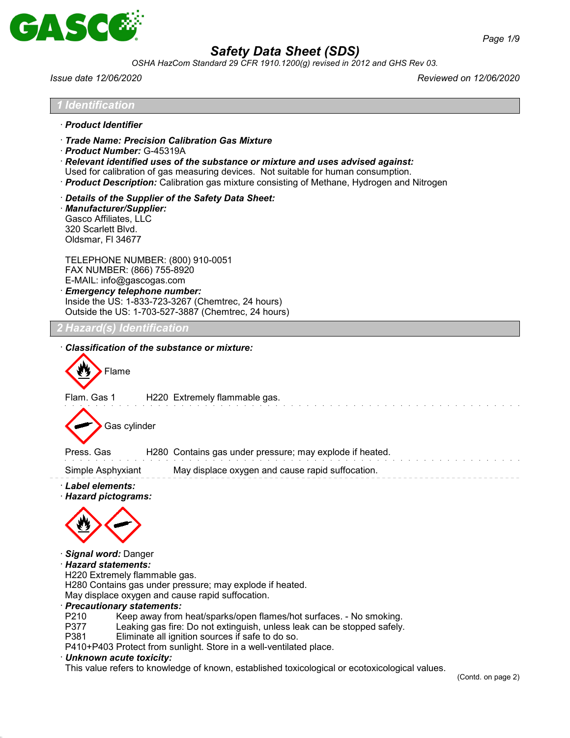# Safety Data Sheet (SDS)

*OSHA HazCom Standard 29 CFR 1910.1200(g) revised in 2012 and GHS Rev 03.*

*Issue date 12/06/2020* | *Reviewed on 12/06/2020*

## 1 Identification

· ***Product Identifier***

· ***Trade Name: Precision Calibration Gas Mixture***
· ***Product Number:*** G-45319A
· ***Relevant identified uses of the substance or mixture and uses advised against:***
Used for calibration of gas measuring devices. Not suitable for human consumption.
· ***Product Description:*** Calibration gas mixture consisting of Methane, Hydrogen and Nitrogen

· ***Details of the Supplier of the Safety Data Sheet:***
· ***Manufacturer/Supplier:***
Gasco Affiliates, LLC
320 Scarlett Blvd.
Oldsmar, Fl 34677

TELEPHONE NUMBER: (800) 910-0051
FAX NUMBER: (866) 755-8920
E-MAIL: info@gascogas.com
· ***Emergency telephone number:***
Inside the US: 1-833-723-3267 (Chemtrec, 24 hours)
Outside the US: 1-703-527-3887 (Chemtrec, 24 hours)

## 2 Hazard(s) Identification

· ***Classification of the substance or mixture:***

Flame

Flam. Gas 1 H220 Extremely flammable gas.

Gas cylinder

Press. Gas H280 Contains gas under pressure; may explode if heated.

Simple Asphyxiant May displace oxygen and cause rapid suffocation.

· ***Label elements:***
· ***Hazard pictograms:***

· ***Signal word:*** Danger
· ***Hazard statements:***
H220 Extremely flammable gas.
H280 Contains gas under pressure; may explode if heated.
May displace oxygen and cause rapid suffocation.
· ***Precautionary statements:***
P210 Keep away from heat/sparks/open flames/hot surfaces. - No smoking.
P377 Leaking gas fire: Do not extinguish, unless leak can be stopped safely.
P381 Eliminate all ignition sources if safe to do so.
P410+P403 Protect from sunlight. Store in a well-ventilated place.
· ***Unknown acute toxicity:***
This value refers to knowledge of known, established toxicological or ecotoxicological values.

(Contd. on page 2)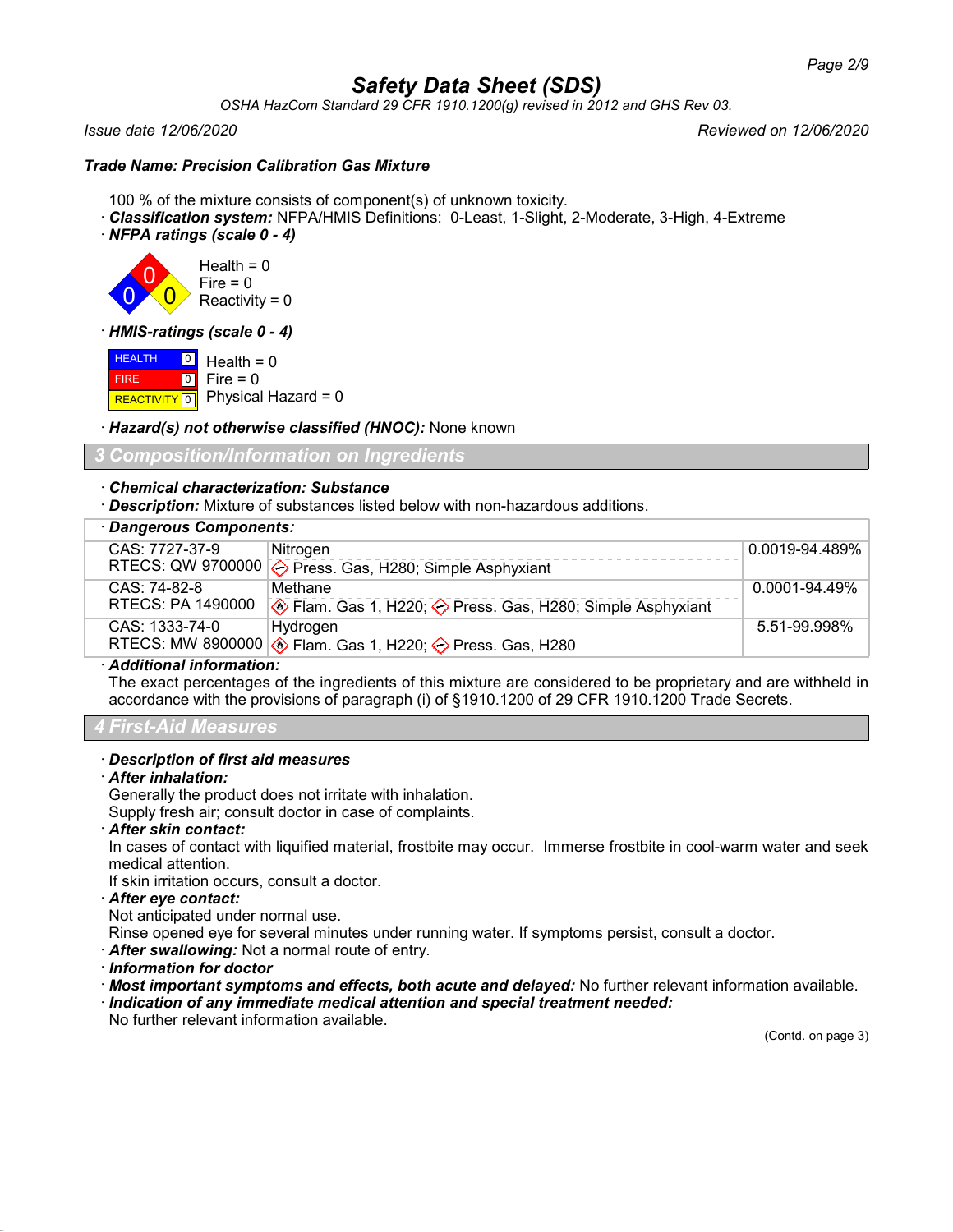Safety Data Sheet (SDS)

OSHA HazCom Standard 29 CFR 1910.1200(g) revised in 2012 and GHS Rev 03.

Issue date 12/06/2020 Reviewed on 12/06/2020

**Trade Name: Precision Calibration Gas Mixture**

100 % of the mixture consists of component(s) of unknown toxicity.

- **Classification system:** NFPA/HMIS Definitions: 0-Least, 1-Slight, 2-Moderate, 3-High, 4-Extreme
- **NFPA ratings (scale 0 - 4)**

Health = 0
Fire = 0
Reactivity = 0

- **HMIS-ratings (scale 0 - 4)**

| | |
|---|---|
| HEALTH | 0 |
| FIRE | 0 |
| REACTIVITY | 0 |

Health = 0
Fire = 0
Physical Hazard = 0

- **Hazard(s) not otherwise classified (HNOC):** None known

## 3 Composition/Information on Ingredients

- **Chemical characterization: Substance**
- **Description:** Mixture of substances listed below with non-hazardous additions.

| · Dangerous Components: | | |
|---|---|---|
| CAS: 7727-37-9<br>RTECS: QW 9700000 | Nitrogen<br>Press. Gas, H280; Simple Asphyxiant | 0.0019-94.489% |
| CAS: 74-82-8<br>RTECS: PA 1490000 | Methane<br>Flam. Gas 1, H220; Press. Gas, H280; Simple Asphyxiant | 0.0001-94.49% |
| CAS: 1333-74-0<br>RTECS: MW 8900000 | Hydrogen<br>Flam. Gas 1, H220; Press. Gas, H280 | 5.51-99.998% |

- **Additional information:**
The exact percentages of the ingredients of this mixture are considered to be proprietary and are withheld in accordance with the provisions of paragraph (i) of §1910.1200 of 29 CFR 1910.1200 Trade Secrets.

## 4 First-Aid Measures

- **Description of first aid measures**
- **After inhalation:**
Generally the product does not irritate with inhalation.
Supply fresh air; consult doctor in case of complaints.
- **After skin contact:**
In cases of contact with liquified material, frostbite may occur. Immerse frostbite in cool-warm water and seek medical attention.
If skin irritation occurs, consult a doctor.
- **After eye contact:**
Not anticipated under normal use.
Rinse opened eye for several minutes under running water. If symptoms persist, consult a doctor.
- **After swallowing:** Not a normal route of entry.
- **Information for doctor**
- **Most important symptoms and effects, both acute and delayed:** No further relevant information available.
- **Indication of any immediate medical attention and special treatment needed:**
No further relevant information available.

(Contd. on page 3)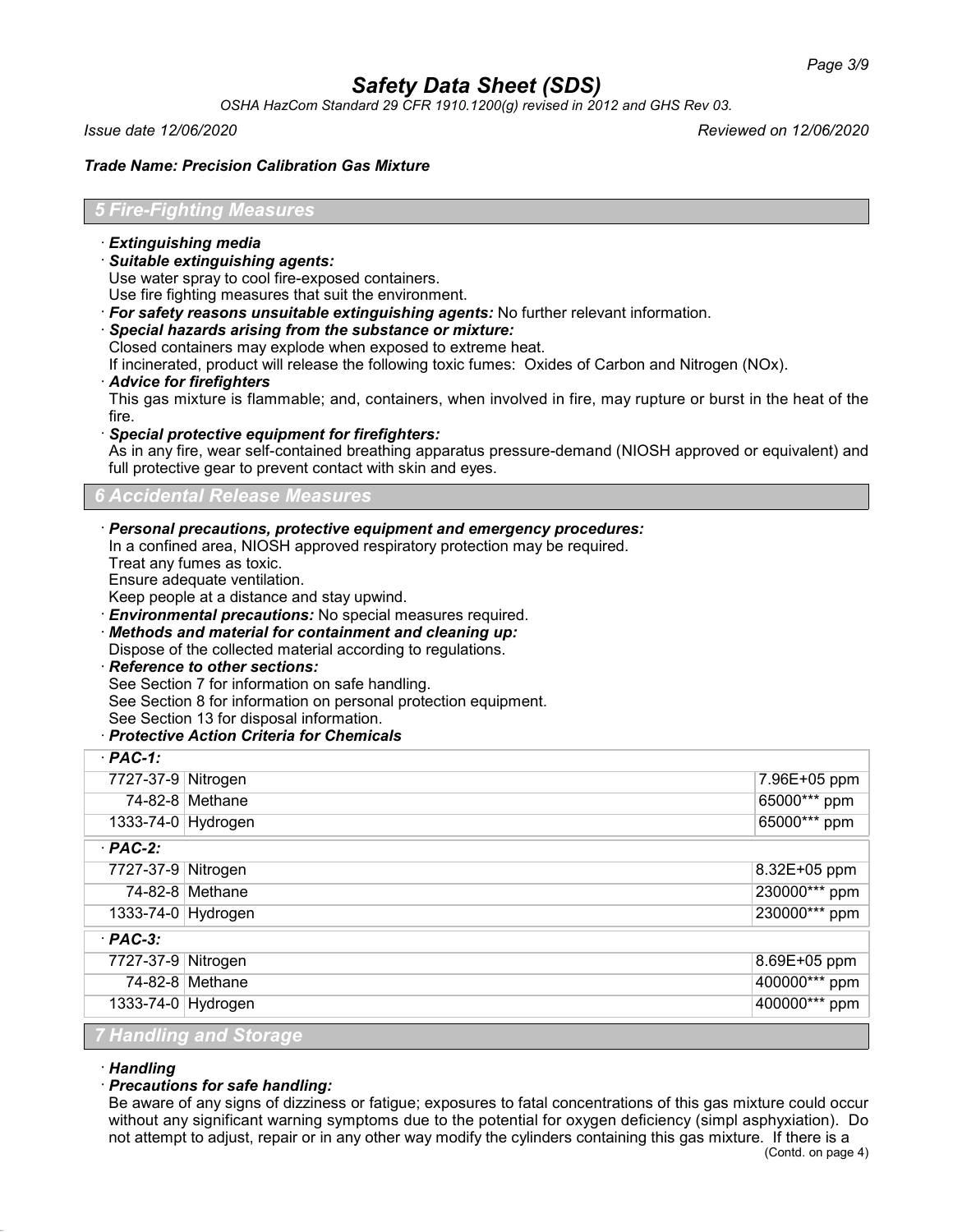## 5 Fire-Fighting Measures

· ***Extinguishing media***

· ***Suitable extinguishing agents:***
Use water spray to cool fire-exposed containers.
Use fire fighting measures that suit the environment.

· ***For safety reasons unsuitable extinguishing agents:*** No further relevant information.

· ***Special hazards arising from the substance or mixture:***
Closed containers may explode when exposed to extreme heat.
If incinerated, product will release the following toxic fumes: Oxides of Carbon and Nitrogen (NOx).

· ***Advice for firefighters***
This gas mixture is flammable; and, containers, when involved in fire, may rupture or burst in the heat of the fire.

· ***Special protective equipment for firefighters:***
As in any fire, wear self-contained breathing apparatus pressure-demand (NIOSH approved or equivalent) and full protective gear to prevent contact with skin and eyes.

## 6 Accidental Release Measures

· ***Personal precautions, protective equipment and emergency procedures:***
In a confined area, NIOSH approved respiratory protection may be required.
Treat any fumes as toxic.
Ensure adequate ventilation.
Keep people at a distance and stay upwind.

· ***Environmental precautions:*** No special measures required.

· ***Methods and material for containment and cleaning up:***
Dispose of the collected material according to regulations.

· ***Reference to other sections:***
See Section 7 for information on safe handling.
See Section 8 for information on personal protection equipment.
See Section 13 for disposal information.

· ***Protective Action Criteria for Chemicals***

| · ***PAC-1:*** | | |
|---|---|---|
| 7727-37-9 | Nitrogen | 7.96E+05 ppm |
| 74-82-8 | Methane | 65000*** ppm |
| 1333-74-0 | Hydrogen | 65000*** ppm |
| · ***PAC-2:*** | | |
| 7727-37-9 | Nitrogen | 8.32E+05 ppm |
| 74-82-8 | Methane | 230000*** ppm |
| 1333-74-0 | Hydrogen | 230000*** ppm |
| · ***PAC-3:*** | | |
| 7727-37-9 | Nitrogen | 8.69E+05 ppm |
| 74-82-8 | Methane | 400000*** ppm |
| 1333-74-0 | Hydrogen | 400000*** ppm |

## 7 Handling and Storage

· ***Handling***

· ***Precautions for safe handling:***
Be aware of any signs of dizziness or fatigue; exposures to fatal concentrations of this gas mixture could occur without any significant warning symptoms due to the potential for oxygen deficiency (simpl asphyxiation). Do not attempt to adjust, repair or in any other way modify the cylinders containing this gas mixture. If there is a

(Contd. on page 4)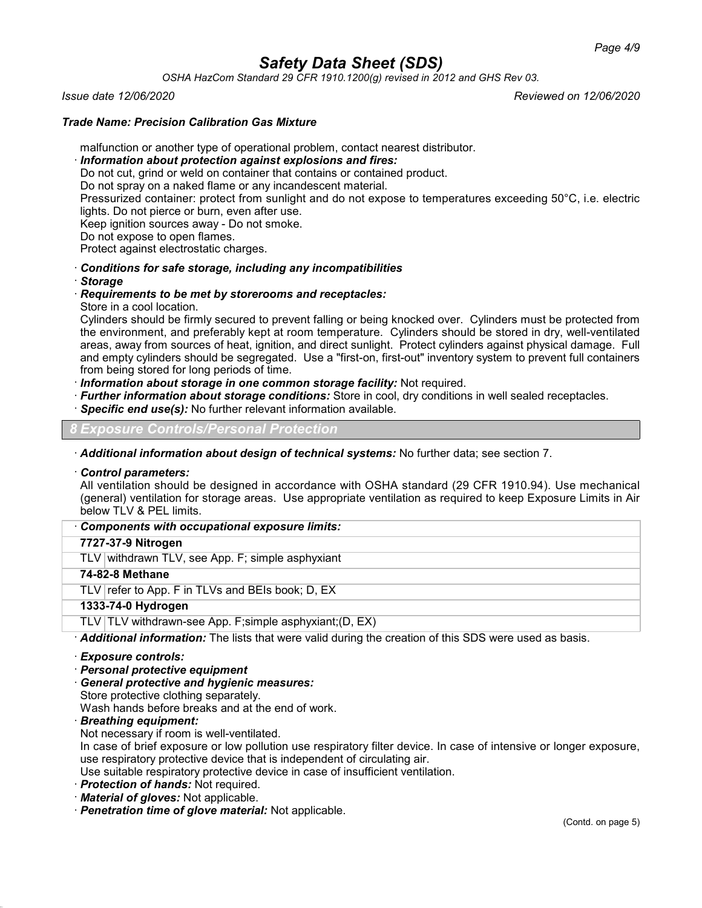malfunction or another type of operational problem, contact nearest distributor.

· ***Information about protection against explosions and fires:***
Do not cut, grind or weld on container that contains or contained product.
Do not spray on a naked flame or any incandescent material.
Pressurized container: protect from sunlight and do not expose to temperatures exceeding 50°C, i.e. electric lights. Do not pierce or burn, even after use.
Keep ignition sources away - Do not smoke.
Do not expose to open flames.
Protect against electrostatic charges.

· ***Conditions for safe storage, including any incompatibilities***
· ***Storage***
· ***Requirements to be met by storerooms and receptacles:***
Store in a cool location.
Cylinders should be firmly secured to prevent falling or being knocked over. Cylinders must be protected from the environment, and preferably kept at room temperature. Cylinders should be stored in dry, well-ventilated areas, away from sources of heat, ignition, and direct sunlight. Protect cylinders against physical damage. Full and empty cylinders should be segregated. Use a "first-on, first-out" inventory system to prevent full containers from being stored for long periods of time.
· ***Information about storage in one common storage facility:*** Not required.
· ***Further information about storage conditions:*** Store in cool, dry conditions in well sealed receptacles.
· ***Specific end use(s):*** No further relevant information available.

## 8 Exposure Controls/Personal Protection

· ***Additional information about design of technical systems:*** No further data; see section 7.

· ***Control parameters:***
All ventilation should be designed in accordance with OSHA standard (29 CFR 1910.94). Use mechanical (general) ventilation for storage areas. Use appropriate ventilation as required to keep Exposure Limits in Air below TLV & PEL limits.

| · ***Components with occupational exposure limits:*** | |
|---|---|
| **7727-37-9 Nitrogen** | |
| TLV | withdrawn TLV, see App. F; simple asphyxiant |
| **74-82-8 Methane** | |
| TLV | refer to App. F in TLVs and BEIs book; D, EX |
| **1333-74-0 Hydrogen** | |
| TLV | TLV withdrawn-see App. F;simple asphyxiant;(D, EX) |

· ***Additional information:*** The lists that were valid during the creation of this SDS were used as basis.

· ***Exposure controls:***
· ***Personal protective equipment***
· ***General protective and hygienic measures:***
Store protective clothing separately.
Wash hands before breaks and at the end of work.
· ***Breathing equipment:***
Not necessary if room is well-ventilated.
In case of brief exposure or low pollution use respiratory filter device. In case of intensive or longer exposure, use respiratory protective device that is independent of circulating air.
Use suitable respiratory protective device in case of insufficient ventilation.
· ***Protection of hands:*** Not required.
· ***Material of gloves:*** Not applicable.
· ***Penetration time of glove material:*** Not applicable.

(Contd. on page 5)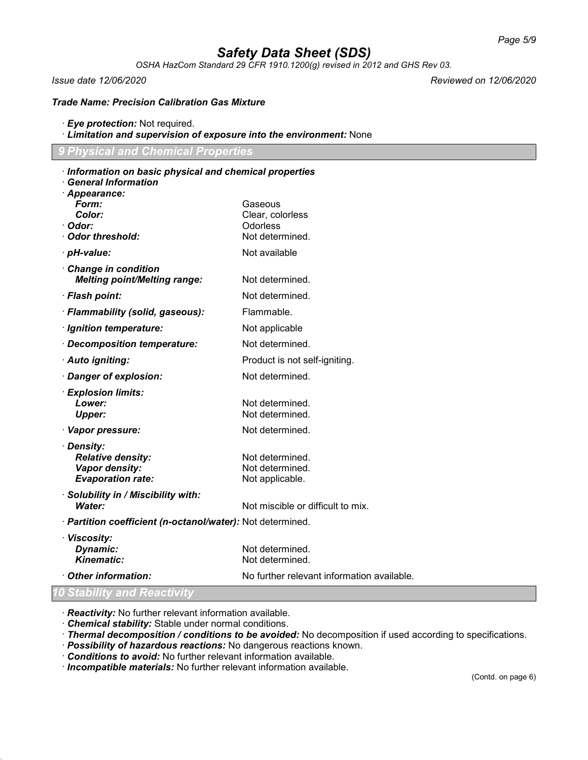# Safety Data Sheet (SDS)

*OSHA HazCom Standard 29 CFR 1910.1200(g) revised in 2012 and GHS Rev 03.*

*Issue date 12/06/2020* *Reviewed on 12/06/2020*

***Trade Name: Precision Calibration Gas Mixture***

· ***Eye protection:*** Not required.
· ***Limitation and supervision of exposure into the environment:*** None

## 9 Physical and Chemical Properties

· ***Information on basic physical and chemical properties***
· ***General Information***
· ***Appearance:***

| | |
|---|---|
| ***Form:*** | Gaseous |
| ***Color:*** | Clear, colorless |
| · ***Odor:*** | Odorless |
| · ***Odor threshold:*** | Not determined. |
| · ***pH-value:*** | Not available |
| · ***Change in condition*** | |
| ***Melting point/Melting range:*** | Not determined. |
| · ***Flash point:*** | Not determined. |
| · ***Flammability (solid, gaseous):*** | Flammable. |
| · ***Ignition temperature:*** | Not applicable |
| · ***Decomposition temperature:*** | Not determined. |
| · ***Auto igniting:*** | Product is not self-igniting. |
| · ***Danger of explosion:*** | Not determined. |
| · ***Explosion limits:*** | |
| ***Lower:*** | Not determined. |
| ***Upper:*** | Not determined. |
| · ***Vapor pressure:*** | Not determined. |
| · ***Density:*** | |
| ***Relative density:*** | Not determined. |
| ***Vapor density:*** | Not determined. |
| ***Evaporation rate:*** | Not applicable. |
| · ***Solubility in / Miscibility with:*** | |
| ***Water:*** | Not miscible or difficult to mix. |
| · ***Partition coefficient (n-octanol/water):*** | Not determined. |
| · ***Viscosity:*** | |
| ***Dynamic:*** | Not determined. |
| ***Kinematic:*** | Not determined. |
| · ***Other information:*** | No further relevant information available. |

## 10 Stability and Reactivity

· ***Reactivity:*** No further relevant information available.
· ***Chemical stability:*** Stable under normal conditions.
· ***Thermal decomposition / conditions to be avoided:*** No decomposition if used according to specifications.
· ***Possibility of hazardous reactions:*** No dangerous reactions known.
· ***Conditions to avoid:*** No further relevant information available.
· ***Incompatible materials:*** No further relevant information available.

(Contd. on page 6)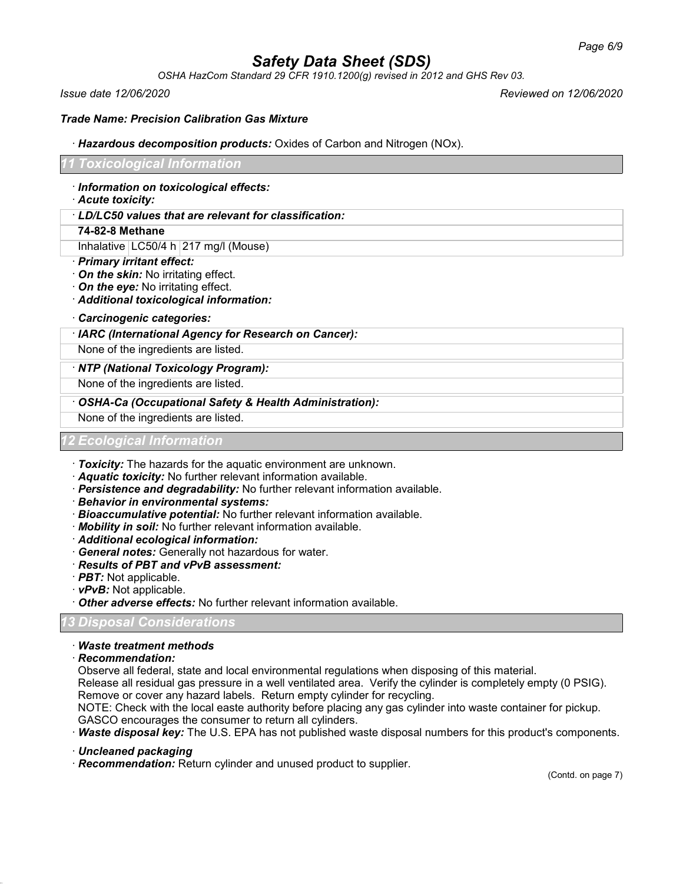· ***Hazardous decomposition products:*** Oxides of Carbon and Nitrogen (NOx).

## 11 Toxicological Information

· ***Information on toxicological effects:***
· ***Acute toxicity:***

· ***LD/LC50 values that are relevant for classification:***

| **74-82-8 Methane** | | |
|---|---|---|
| Inhalative | LC50/4 h | 217 mg/l (Mouse) |

· ***Primary irritant effect:***
· ***On the skin:*** No irritating effect.
· ***On the eye:*** No irritating effect.
· ***Additional toxicological information:***

· ***Carcinogenic categories:***

· ***IARC (International Agency for Research on Cancer):***

None of the ingredients are listed.

· ***NTP (National Toxicology Program):***

None of the ingredients are listed.

· ***OSHA-Ca (Occupational Safety & Health Administration):***

None of the ingredients are listed.

## 12 Ecological Information

· ***Toxicity:*** The hazards for the aquatic environment are unknown.
· ***Aquatic toxicity:*** No further relevant information available.
· ***Persistence and degradability:*** No further relevant information available.
· ***Behavior in environmental systems:***
· ***Bioaccumulative potential:*** No further relevant information available.
· ***Mobility in soil:*** No further relevant information available.
· ***Additional ecological information:***
· ***General notes:*** Generally not hazardous for water.
· ***Results of PBT and vPvB assessment:***
· ***PBT:*** Not applicable.
· ***vPvB:*** Not applicable.
· ***Other adverse effects:*** No further relevant information available.

## 13 Disposal Considerations

· ***Waste treatment methods***
· ***Recommendation:***
Observe all federal, state and local environmental regulations when disposing of this material.
Release all residual gas pressure in a well ventilated area. Verify the cylinder is completely empty (0 PSIG).
Remove or cover any hazard labels. Return empty cylinder for recycling.
NOTE: Check with the local easte authority before placing any gas cylinder into waste container for pickup.
GASCO encourages the consumer to return all cylinders.
· ***Waste disposal key:*** The U.S. EPA has not published waste disposal numbers for this product's components.

· ***Uncleaned packaging***
· ***Recommendation:*** Return cylinder and unused product to supplier.

(Contd. on page 7)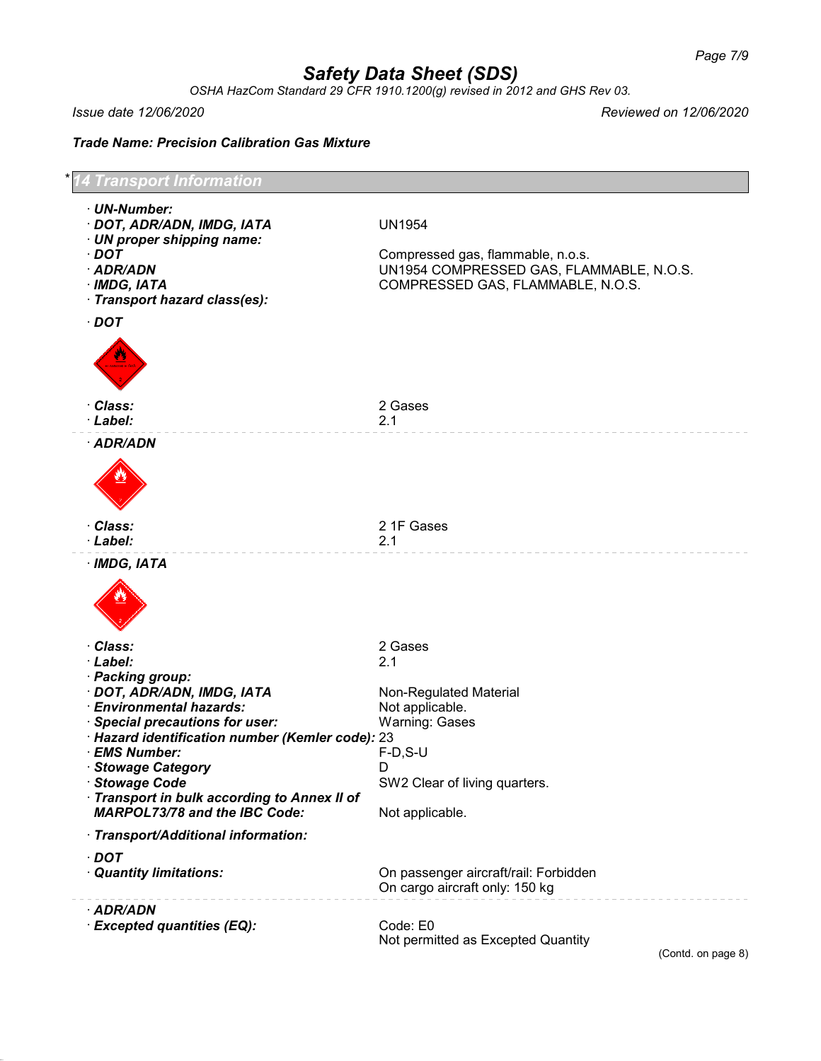## * 14 Transport Information

- **UN-Number:**
- **DOT, ADR/ADN, IMDG, IATA** UN1954
- **UN proper shipping name:**
- **DOT** Compressed gas, flammable, n.o.s.
- **ADR/ADN** UN1954 COMPRESSED GAS, FLAMMABLE, N.O.S.
- **IMDG, IATA** COMPRESSED GAS, FLAMMABLE, N.O.S.
- **Transport hazard class(es):**

- **DOT**
- **Class:** 2 Gases
- **Label:** 2.1

---

- **ADR/ADN**
- **Class:** 2 1F Gases
- **Label:** 2.1

---

- **IMDG, IATA**
- **Class:** 2 Gases
- **Label:** 2.1
- **Packing group:**
- **DOT, ADR/ADN, IMDG, IATA** Non-Regulated Material
- **Environmental hazards:** Not applicable.
- **Special precautions for user:** Warning: Gases
- **Hazard identification number (Kemler code):** 23
- **EMS Number:** F-D,S-U
- **Stowage Category** D
- **Stowage Code** SW2 Clear of living quarters.
- **Transport in bulk according to Annex II of MARPOL73/78 and the IBC Code:** Not applicable.

- **Transport/Additional information:**

- **DOT**
- **Quantity limitations:** On passenger aircraft/rail: Forbidden  
  On cargo aircraft only: 150 kg

---

- **ADR/ADN**
- **Excepted quantities (EQ):** Code: E0  
  Not permitted as Excepted Quantity

(Contd. on page 8)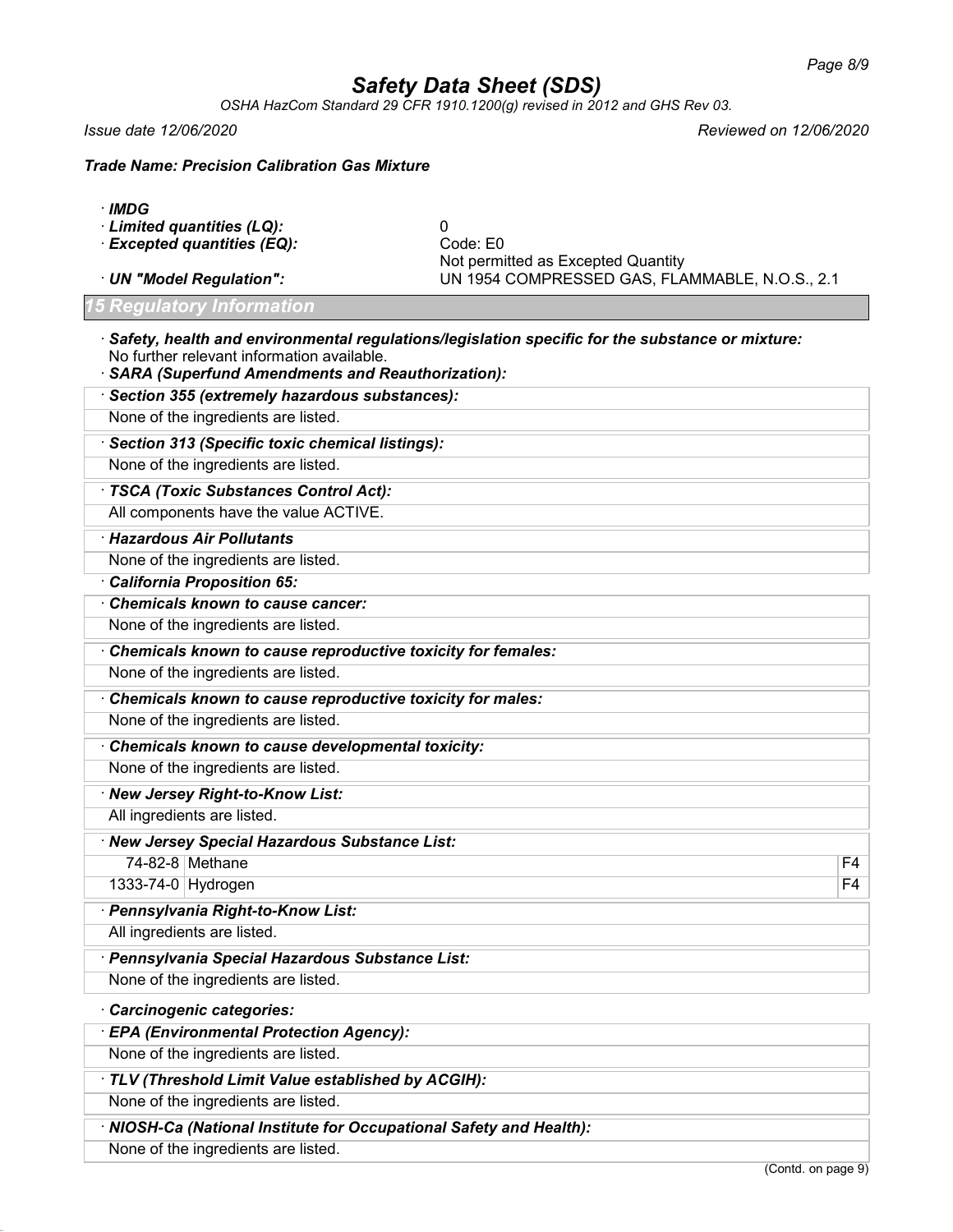· **IMDG**

· **Limited quantities (LQ):** 0

· **Excepted quantities (EQ):** Code: E0
Not permitted as Excepted Quantity

· **UN "Model Regulation":** UN 1954 COMPRESSED GAS, FLAMMABLE, N.O.S., 2.1

## 15 Regulatory Information

· ***Safety, health and environmental regulations/legislation specific for the substance or mixture:***
No further relevant information available.

· ***SARA (Superfund Amendments and Reauthorization):***

· ***Section 355 (extremely hazardous substances):***
None of the ingredients are listed.

· ***Section 313 (Specific toxic chemical listings):***
None of the ingredients are listed.

· ***TSCA (Toxic Substances Control Act):***
All components have the value ACTIVE.

· ***Hazardous Air Pollutants***
None of the ingredients are listed.

· ***California Proposition 65:***

· ***Chemicals known to cause cancer:***
None of the ingredients are listed.

· ***Chemicals known to cause reproductive toxicity for females:***
None of the ingredients are listed.

· ***Chemicals known to cause reproductive toxicity for males:***
None of the ingredients are listed.

· ***Chemicals known to cause developmental toxicity:***
None of the ingredients are listed.

· ***New Jersey Right-to-Know List:***
All ingredients are listed.

· ***New Jersey Special Hazardous Substance List:***

| CAS | Name | Code |
|---|---|---|
| 74-82-8 | Methane | F4 |
| 1333-74-0 | Hydrogen | F4 |

· ***Pennsylvania Right-to-Know List:***
All ingredients are listed.

· ***Pennsylvania Special Hazardous Substance List:***
None of the ingredients are listed.

· ***Carcinogenic categories:***

· ***EPA (Environmental Protection Agency):***
None of the ingredients are listed.

· ***TLV (Threshold Limit Value established by ACGIH):***
None of the ingredients are listed.

· ***NIOSH-Ca (National Institute for Occupational Safety and Health):***
None of the ingredients are listed.

(Contd. on page 9)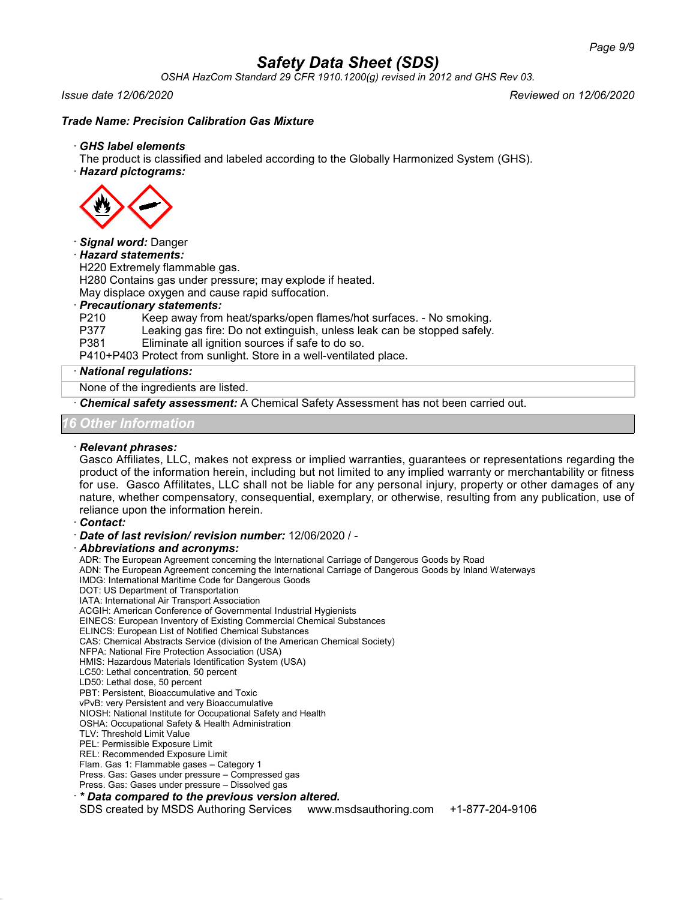# Safety Data Sheet (SDS)

*OSHA HazCom Standard 29 CFR 1910.1200(g) revised in 2012 and GHS Rev 03.*

*Issue date 12/06/2020* *Reviewed on 12/06/2020*

***Trade Name: Precision Calibration Gas Mixture***

· ***GHS label elements***
The product is classified and labeled according to the Globally Harmonized System (GHS).

· ***Hazard pictograms:***

· ***Signal word:*** Danger

· ***Hazard statements:***
H220 Extremely flammable gas.
H280 Contains gas under pressure; may explode if heated.
May displace oxygen and cause rapid suffocation.

· ***Precautionary statements:***
P210 Keep away from heat/sparks/open flames/hot surfaces. - No smoking.
P377 Leaking gas fire: Do not extinguish, unless leak can be stopped safely.
P381 Eliminate all ignition sources if safe to do so.
P410+P403 Protect from sunlight. Store in a well-ventilated place.

· ***National regulations:***
None of the ingredients are listed.

· ***Chemical safety assessment:*** A Chemical Safety Assessment has not been carried out.

## 16 Other Information

· ***Relevant phrases:***
Gasco Affiliates, LLC, makes not express or implied warranties, guarantees or representations regarding the product of the information herein, including but not limited to any implied warranty or merchantability or fitness for use. Gasco Affilitates, LLC shall not be liable for any personal injury, property or other damages of any nature, whether compensatory, consequential, exemplary, or otherwise, resulting from any publication, use of reliance upon the information herein.

· ***Contact:***

· ***Date of last revision/ revision number:*** 12/06/2020 / -

· ***Abbreviations and acronyms:***
ADR: The European Agreement concerning the International Carriage of Dangerous Goods by Road
ADN: The European Agreement concerning the International Carriage of Dangerous Goods by Inland Waterways
IMDG: International Maritime Code for Dangerous Goods
DOT: US Department of Transportation
IATA: International Air Transport Association
ACGIH: American Conference of Governmental Industrial Hygienists
EINECS: European Inventory of Existing Commercial Chemical Substances
ELINCS: European List of Notified Chemical Substances
CAS: Chemical Abstracts Service (division of the American Chemical Society)
NFPA: National Fire Protection Association (USA)
HMIS: Hazardous Materials Identification System (USA)
LC50: Lethal concentration, 50 percent
LD50: Lethal dose, 50 percent
PBT: Persistent, Bioaccumulative and Toxic
vPvB: very Persistent and very Bioaccumulative
NIOSH: National Institute for Occupational Safety and Health
OSHA: Occupational Safety & Health Administration
TLV: Threshold Limit Value
PEL: Permissible Exposure Limit
REL: Recommended Exposure Limit
Flam. Gas 1: Flammable gases – Category 1
Press. Gas: Gases under pressure – Compressed gas
Press. Gas: Gases under pressure – Dissolved gas

· ***\* Data compared to the previous version altered.***
SDS created by MSDS Authoring Services www.msdsauthoring.com +1-877-204-9106